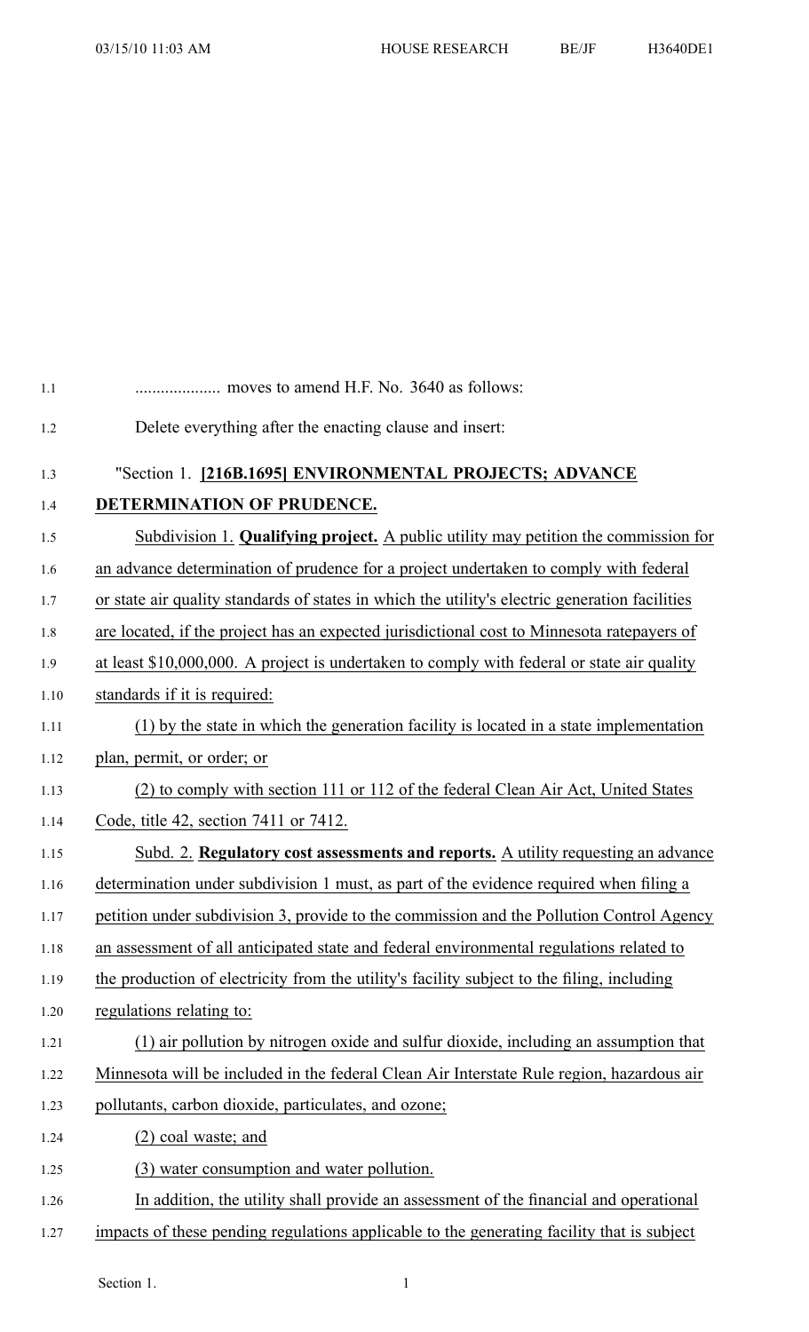.................... moves to amend H.F. No. 3640 as follows:

Delete everything after the enacting clause and insert:

"Section 1. **[216B.1695] ENVIRONMENTAL PROJECTS; ADVANCE DETERMINATION OF PRUDENCE.**

Subdivision 1. **Qualifying project.** A public utility may petition the commission for an advance determination of prudence for a project undertaken to comply with federal or state air quality standards of states in which the utility's electric generation facilities are located, if the project has an expected jurisdictional cost to Minnesota ratepayers of at least $10,000,000. A project is undertaken to comply with federal or state air quality standards if it is required:

(1) by the state in which the generation facility is located in a state implementation plan, permit, or order; or

(2) to comply with section 111 or 112 of the federal Clean Air Act, United States Code, title 42, section 7411 or 7412.

Subd. 2. **Regulatory cost assessments and reports.** A utility requesting an advance determination under subdivision 1 must, as part of the evidence required when filing a petition under subdivision 3, provide to the commission and the Pollution Control Agency an assessment of all anticipated state and federal environmental regulations related to the production of electricity from the utility's facility subject to the filing, including regulations relating to:

(1) air pollution by nitrogen oxide and sulfur dioxide, including an assumption that Minnesota will be included in the federal Clean Air Interstate Rule region, hazardous air pollutants, carbon dioxide, particulates, and ozone;

(2) coal waste; and

(3) water consumption and water pollution.

In addition, the utility shall provide an assessment of the financial and operational impacts of these pending regulations applicable to the generating facility that is subject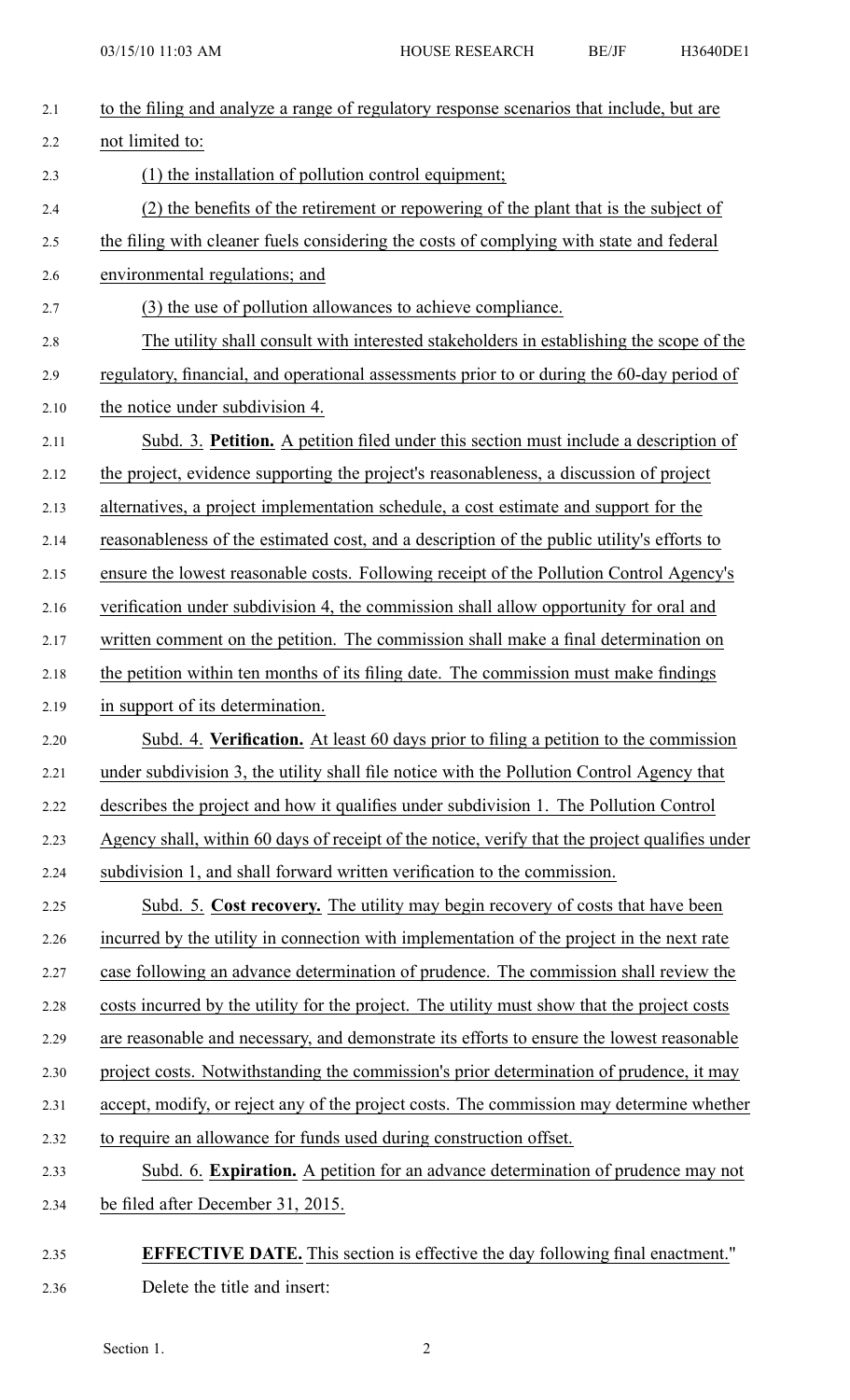to the filing and analyze a range of regulatory response scenarios that include, but are not limited to:

(1) the installation of pollution control equipment;

(2) the benefits of the retirement or repowering of the plant that is the subject of the filing with cleaner fuels considering the costs of complying with state and federal environmental regulations; and

(3) the use of pollution allowances to achieve compliance.

The utility shall consult with interested stakeholders in establishing the scope of the regulatory, financial, and operational assessments prior to or during the 60-day period of the notice under subdivision 4.

Subd. 3. **Petition.** A petition filed under this section must include a description of the project, evidence supporting the project's reasonableness, a discussion of project alternatives, a project implementation schedule, a cost estimate and support for the reasonableness of the estimated cost, and a description of the public utility's efforts to ensure the lowest reasonable costs. Following receipt of the Pollution Control Agency's verification under subdivision 4, the commission shall allow opportunity for oral and written comment on the petition. The commission shall make a final determination on the petition within ten months of its filing date. The commission must make findings in support of its determination.

Subd. 4. **Verification.** At least 60 days prior to filing a petition to the commission under subdivision 3, the utility shall file notice with the Pollution Control Agency that describes the project and how it qualifies under subdivision 1. The Pollution Control Agency shall, within 60 days of receipt of the notice, verify that the project qualifies under subdivision 1, and shall forward written verification to the commission.

Subd. 5. **Cost recovery.** The utility may begin recovery of costs that have been incurred by the utility in connection with implementation of the project in the next rate case following an advance determination of prudence. The commission shall review the costs incurred by the utility for the project. The utility must show that the project costs are reasonable and necessary, and demonstrate its efforts to ensure the lowest reasonable project costs. Notwithstanding the commission's prior determination of prudence, it may accept, modify, or reject any of the project costs. The commission may determine whether to require an allowance for funds used during construction offset.

Subd. 6. **Expiration.** A petition for an advance determination of prudence may not be filed after December 31, 2015.

**EFFECTIVE DATE.** This section is effective the day following final enactment."

Delete the title and insert: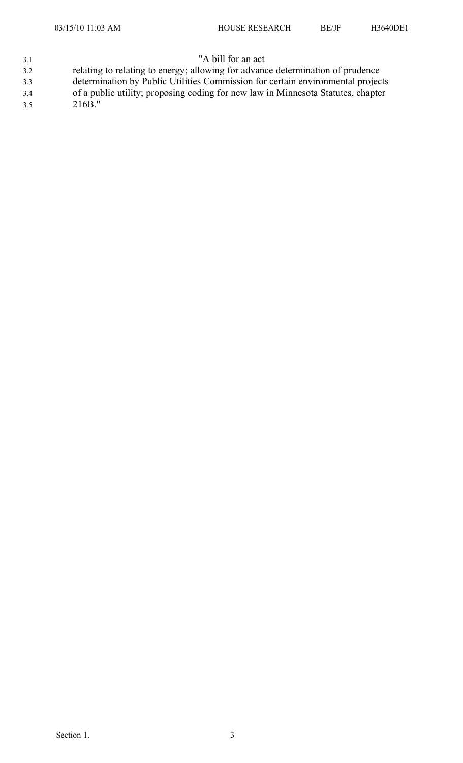"A bill for an act

relating to relating to energy; allowing for advance determination of prudence determination by Public Utilities Commission for certain environmental projects of a public utility; proposing coding for new law in Minnesota Statutes, chapter 216B."